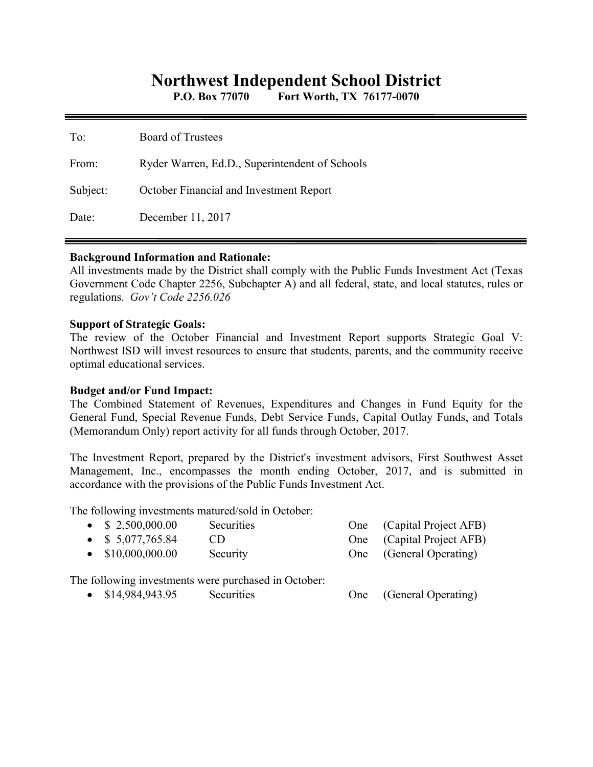# Northwest Independent School District

**P.O. Box 77070 Fort Worth, TX 76177-0070**

---

To: Board of Trustees

From: Ryder Warren, Ed.D., Superintendent of Schools

Subject: October Financial and Investment Report

Date: December 11, 2017

---

**Background Information and Rationale:**
All investments made by the District shall comply with the Public Funds Investment Act (Texas Government Code Chapter 2256, Subchapter A) and all federal, state, and local statutes, rules or regulations. *Gov't Code 2256.026*

**Support of Strategic Goals:**
The review of the October Financial and Investment Report supports Strategic Goal V: Northwest ISD will invest resources to ensure that students, parents, and the community receive optimal educational services.

**Budget and/or Fund Impact:**
The Combined Statement of Revenues, Expenditures and Changes in Fund Equity for the General Fund, Special Revenue Funds, Debt Service Funds, Capital Outlay Funds, and Totals (Memorandum Only) report activity for all funds through October, 2017.

The Investment Report, prepared by the District's investment advisors, First Southwest Asset Management, Inc., encompasses the month ending October, 2017, and is submitted in accordance with the provisions of the Public Funds Investment Act.

The following investments matured/sold in October:

- $ 2,500,000.00 Securities One (Capital Project AFB)
- $ 5,077,765.84 CD One (Capital Project AFB)
- $10,000,000.00 Security One (General Operating)

The following investments were purchased in October:

- $14,984,943.95 Securities One (General Operating)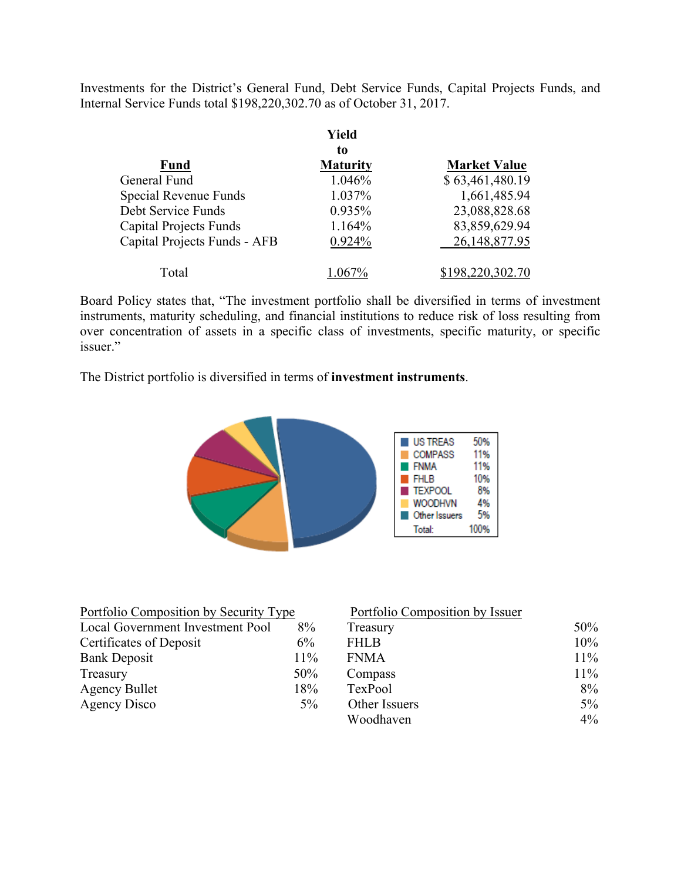Investments for the District's General Fund, Debt Service Funds, Capital Projects Funds, and Internal Service Funds total $198,220,302.70 as of October 31, 2017.

| Fund | Yield to Maturity | Market Value |
|---|---|---|
| General Fund | 1.046% | $ 63,461,480.19 |
| Special Revenue Funds | 1.037% | 1,661,485.94 |
| Debt Service Funds | 0.935% | 23,088,828.68 |
| Capital Projects Funds | 1.164% | 83,859,629.94 |
| Capital Projects Funds - AFB | 0.924% | 26,148,877.95 |
| Total | 1.067% | $198,220,302.70 |

Board Policy states that, "The investment portfolio shall be diversified in terms of investment instruments, maturity scheduling, and financial institutions to reduce risk of loss resulting from over concentration of assets in a specific class of investments, specific maturity, or specific issuer."

The District portfolio is diversified in terms of **investment instruments**.

| | |
|---|---|
| US TREAS | 50% |
| COMPASS | 11% |
| FNMA | 11% |
| FHLB | 10% |
| TEXPOOL | 8% |
| WOODHVN | 4% |
| Other Issuers | 5% |
| Total: | 100% |

| Portfolio Composition by Security Type | |
|---|---|
| Local Government Investment Pool | 8% |
| Certificates of Deposit | 6% |
| Bank Deposit | 11% |
| Treasury | 50% |
| Agency Bullet | 18% |
| Agency Disco | 5% |

| Portfolio Composition by Issuer | |
|---|---|
| Treasury | 50% |
| FHLB | 10% |
| FNMA | 11% |
| Compass | 11% |
| TexPool | 8% |
| Other Issuers | 5% |
| Woodhaven | 4% |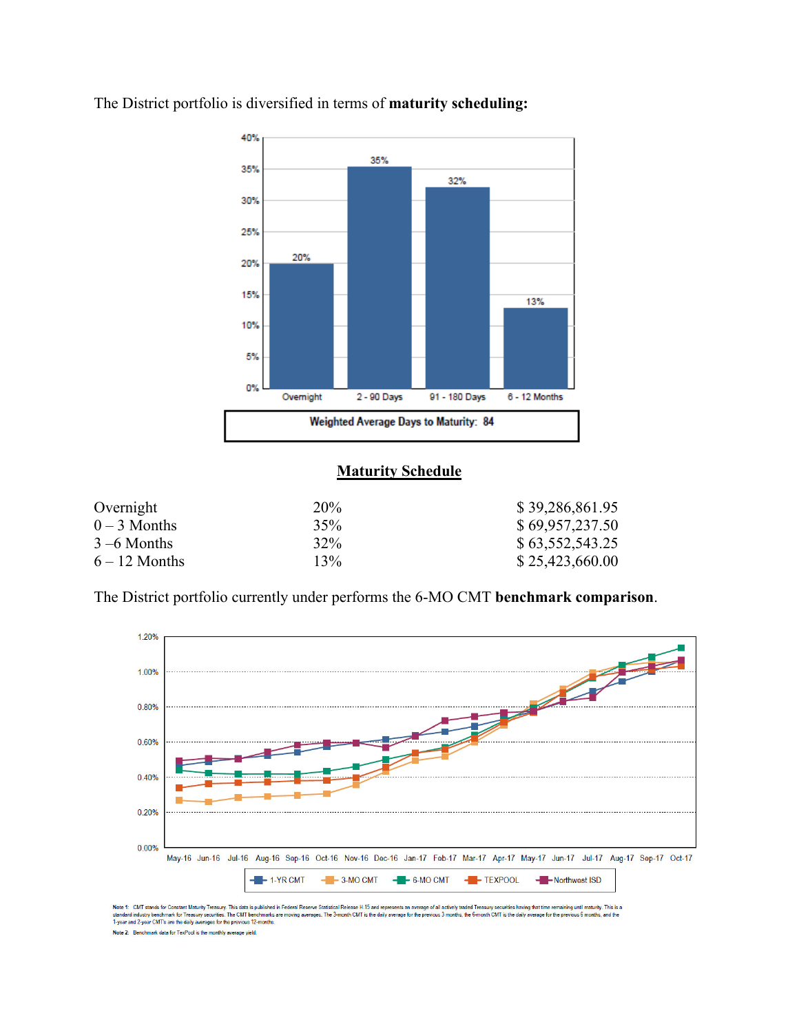The District portfolio is diversified in terms of **maturity scheduling:**

Weighted Average Days to Maturity: 84

**Maturity Schedule**

| | | |
|---|---|---|
| Overnight | 20% | $ 39,286,861.95 |
| 0 – 3 Months | 35% | $ 69,957,237.50 |
| 3 –6 Months | 32% | $ 63,552,543.25 |
| 6 – 12 Months | 13% | $ 25,423,660.00 |

The District portfolio currently under performs the 6-MO CMT **benchmark comparison**.

Note 1: CMT stands for Constant Maturity Treasury. This data is published in Federal Reserve Statistical Release H.15 and represents an average of all actively traded Treasury securities having that time remaining until maturity. This is a standard industry benchmark for Treasury securities. The CMT benchmarks are moving averages. The 3-month CMT is the daily average for the previous 3 months, the 6-month CMT is the daily average for the previous 6 months, and the 1-year and 2-year CMT's are the daily averages for the previous 12-months.

Note 2: Benchmark data for TexPool is the monthly average yield.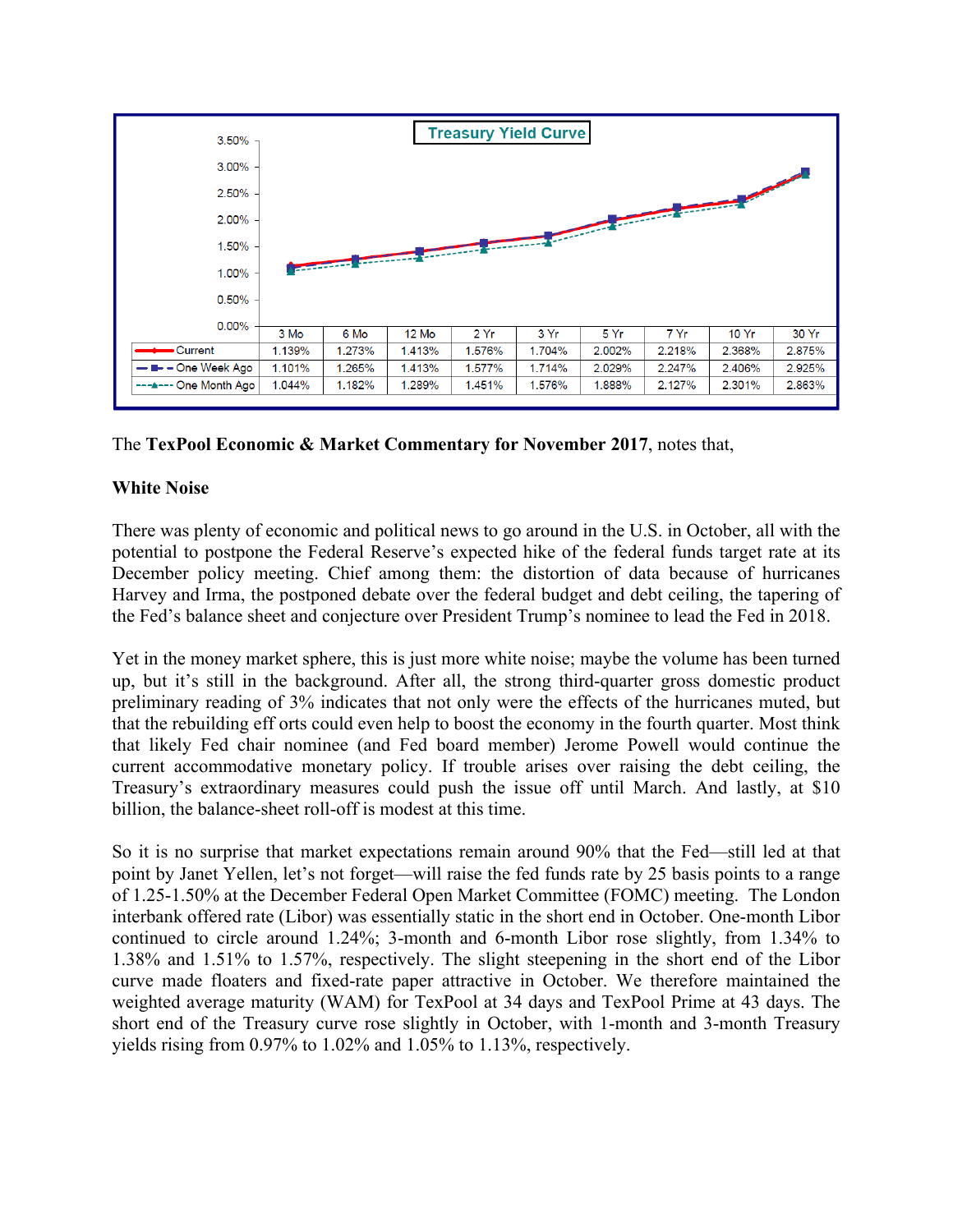**Treasury Yield Curve**

| | 3 Mo | 6 Mo | 12 Mo | 2 Yr | 3 Yr | 5 Yr | 7 Yr | 10 Yr | 30 Yr |
|---|---|---|---|---|---|---|---|---|---|
| Current | 1.139% | 1.273% | 1.413% | 1.576% | 1.704% | 2.002% | 2.218% | 2.368% | 2.875% |
| One Week Ago | 1.101% | 1.265% | 1.413% | 1.577% | 1.714% | 2.029% | 2.247% | 2.406% | 2.925% |
| One Month Ago | 1.044% | 1.182% | 1.289% | 1.451% | 1.576% | 1.888% | 2.127% | 2.301% | 2.863% |

The **TexPool Economic & Market Commentary for November 2017**, notes that,

**White Noise**

There was plenty of economic and political news to go around in the U.S. in October, all with the potential to postpone the Federal Reserve's expected hike of the federal funds target rate at its December policy meeting. Chief among them: the distortion of data because of hurricanes Harvey and Irma, the postponed debate over the federal budget and debt ceiling, the tapering of the Fed's balance sheet and conjecture over President Trump's nominee to lead the Fed in 2018.

Yet in the money market sphere, this is just more white noise; maybe the volume has been turned up, but it's still in the background. After all, the strong third-quarter gross domestic product preliminary reading of 3% indicates that not only were the effects of the hurricanes muted, but that the rebuilding eff orts could even help to boost the economy in the fourth quarter. Most think that likely Fed chair nominee (and Fed board member) Jerome Powell would continue the current accommodative monetary policy. If trouble arises over raising the debt ceiling, the Treasury's extraordinary measures could push the issue off until March. And lastly, at $10 billion, the balance-sheet roll-off is modest at this time.

So it is no surprise that market expectations remain around 90% that the Fed—still led at that point by Janet Yellen, let's not forget—will raise the fed funds rate by 25 basis points to a range of 1.25-1.50% at the December Federal Open Market Committee (FOMC) meeting. The London interbank offered rate (Libor) was essentially static in the short end in October. One-month Libor continued to circle around 1.24%; 3-month and 6-month Libor rose slightly, from 1.34% to 1.38% and 1.51% to 1.57%, respectively. The slight steepening in the short end of the Libor curve made floaters and fixed-rate paper attractive in October. We therefore maintained the weighted average maturity (WAM) for TexPool at 34 days and TexPool Prime at 43 days. The short end of the Treasury curve rose slightly in October, with 1-month and 3-month Treasury yields rising from 0.97% to 1.02% and 1.05% to 1.13%, respectively.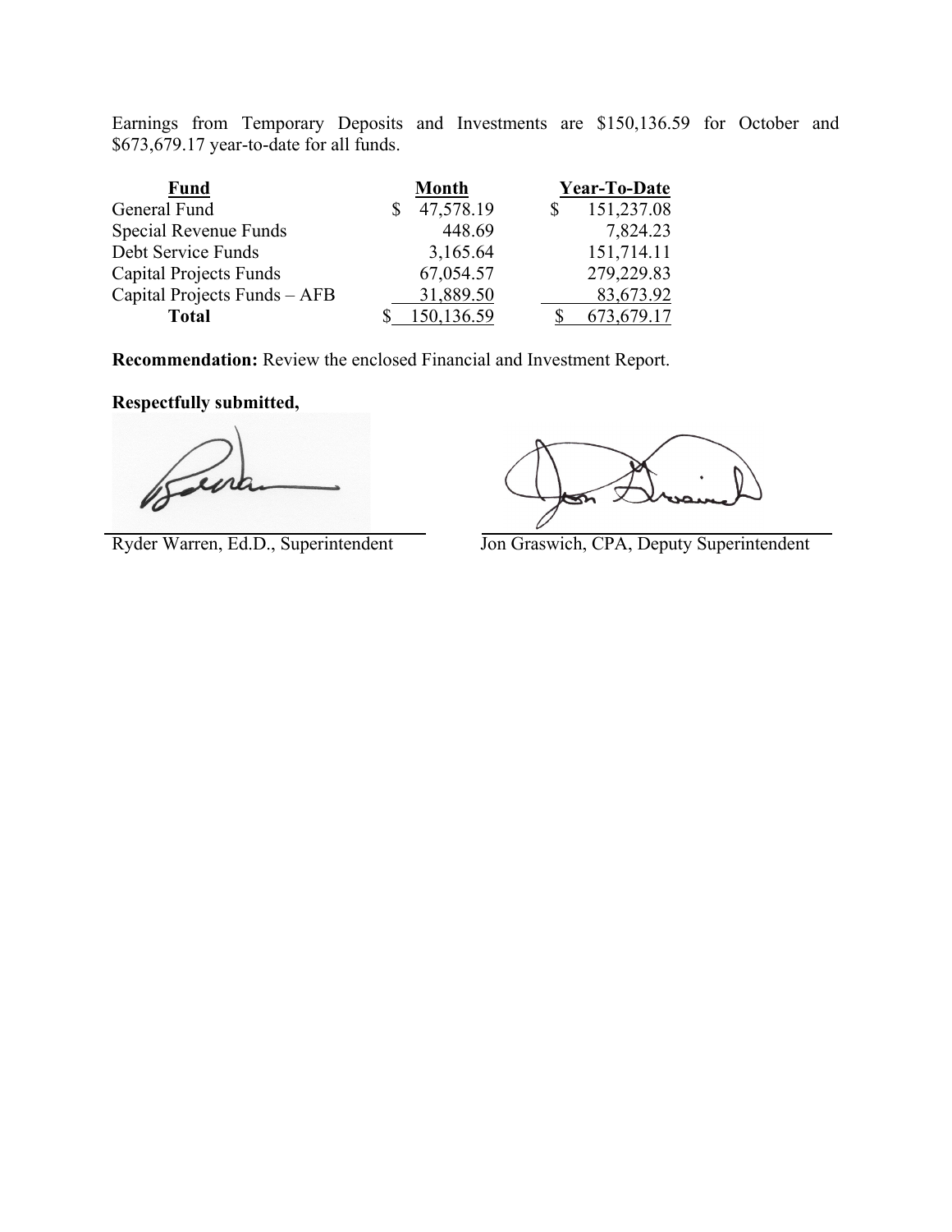Earnings from Temporary Deposits and Investments are $150,136.59 for October and $673,679.17 year-to-date for all funds.

| Fund | Month | Year-To-Date |
|---|---|---|
| General Fund | $ 47,578.19 | $ 151,237.08 |
| Special Revenue Funds | 448.69 | 7,824.23 |
| Debt Service Funds | 3,165.64 | 151,714.11 |
| Capital Projects Funds | 67,054.57 | 279,229.83 |
| Capital Projects Funds – AFB | 31,889.50 | 83,673.92 |
| **Total** | $ 150,136.59 | $ 673,679.17 |

**Recommendation:** Review the enclosed Financial and Investment Report.

**Respectfully submitted,**

Ryder Warren, Ed.D., Superintendent

Jon Graswich, CPA, Deputy Superintendent